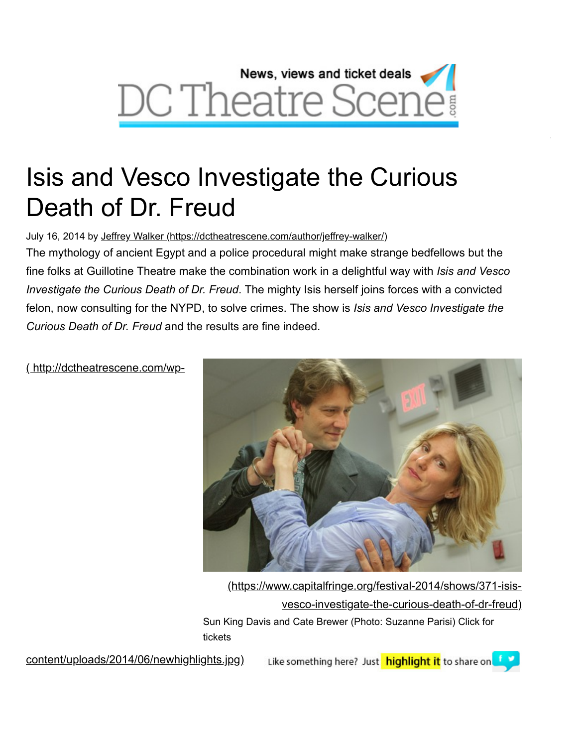News, views and ticket deals

DC Theatre Scene.com

# Isis and Vesco Investigate the Curious Death of Dr. Freud

July 16, 2014 by [Jeffrey Walker (https://dctheatrescene.com/author/jeffrey-walker/)](https://dctheatrescene.com/author/jeffrey-walker/)

The mythology of ancient Egypt and a police procedural might make strange bedfellows but the fine folks at Guillotine Theatre make the combination work in a delightful way with *Isis and Vesco Investigate the Curious Death of Dr. Freud*. The mighty Isis herself joins forces with a convicted felon, now consulting for the NYPD, to solve crimes. The show is *Isis and Vesco Investigate the Curious Death of Dr. Freud* and the results are fine indeed.

(https://www.capitalfringe.org/festival-2014/shows/371-isis-vesco-investigate-the-curious-death-of-dr-freud)

Sun King Davis and Cate Brewer (Photo: Suzanne Parisi) Click for tickets

( http://dctheatrescene.com/wp-content/uploads/2014/06/newhighlights.jpg)

Like something here? Just highlight it to share on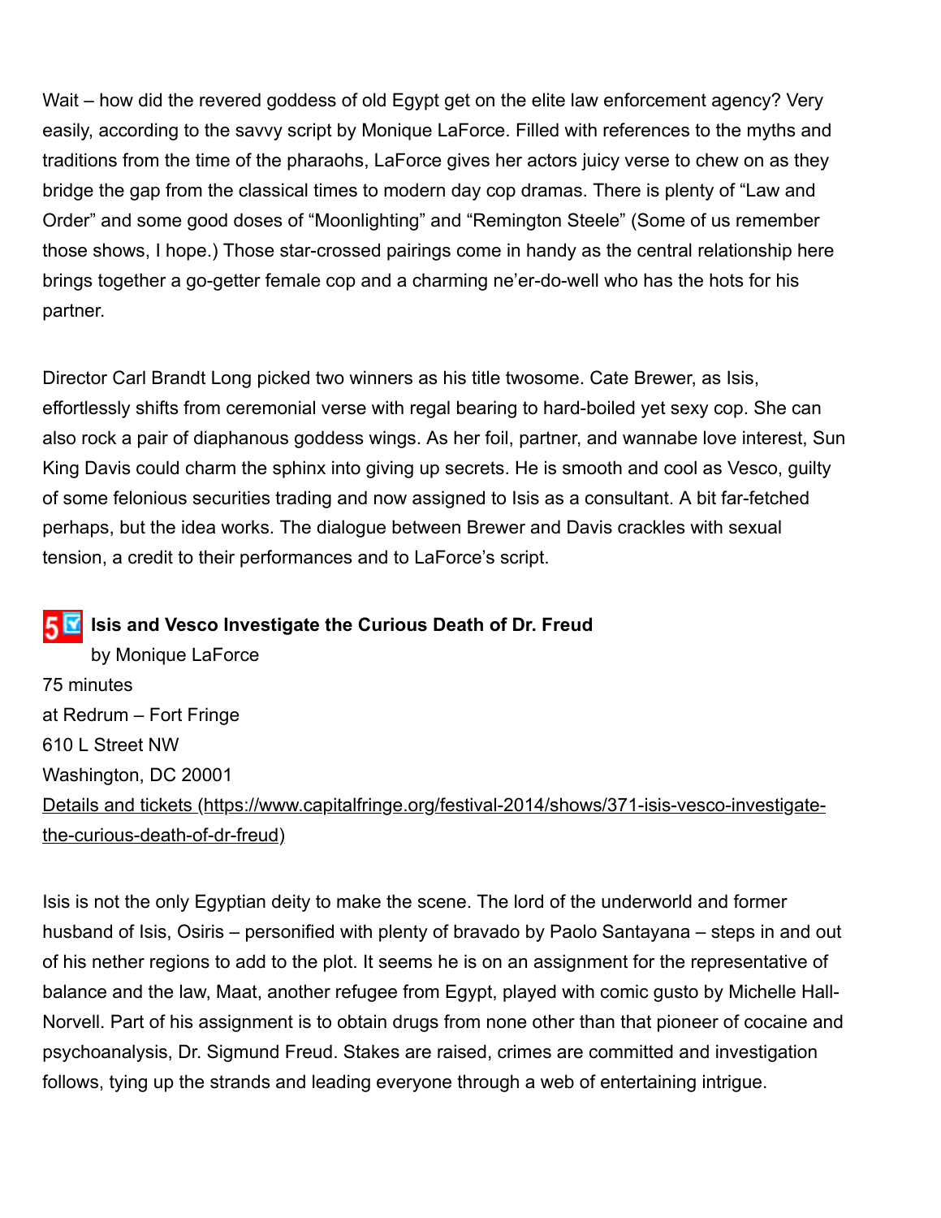Wait – how did the revered goddess of old Egypt get on the elite law enforcement agency? Very easily, according to the savvy script by Monique LaForce. Filled with references to the myths and traditions from the time of the pharaohs, LaForce gives her actors juicy verse to chew on as they bridge the gap from the classical times to modern day cop dramas. There is plenty of "Law and Order" and some good doses of "Moonlighting" and "Remington Steele" (Some of us remember those shows, I hope.) Those star-crossed pairings come in handy as the central relationship here brings together a go-getter female cop and a charming ne'er-do-well who has the hots for his partner.

Director Carl Brandt Long picked two winners as his title twosome. Cate Brewer, as Isis, effortlessly shifts from ceremonial verse with regal bearing to hard-boiled yet sexy cop. She can also rock a pair of diaphanous goddess wings. As her foil, partner, and wannabe love interest, Sun King Davis could charm the sphinx into giving up secrets. He is smooth and cool as Vesco, guilty of some felonious securities trading and now assigned to Isis as a consultant. A bit far-fetched perhaps, but the idea works. The dialogue between Brewer and Davis crackles with sexual tension, a credit to their performances and to LaForce's script.

5 **Isis and Vesco Investigate the Curious Death of Dr. Freud**
by Monique LaForce
75 minutes
at Redrum – Fort Fringe
610 L Street NW
Washington, DC 20001
[Details and tickets (https://www.capitalfringe.org/festival-2014/shows/371-isis-vesco-investigate-the-curious-death-of-dr-freud)](https://www.capitalfringe.org/festival-2014/shows/371-isis-vesco-investigate-the-curious-death-of-dr-freud)

Isis is not the only Egyptian deity to make the scene. The lord of the underworld and former husband of Isis, Osiris – personified with plenty of bravado by Paolo Santayana – steps in and out of his nether regions to add to the plot. It seems he is on an assignment for the representative of balance and the law, Maat, another refugee from Egypt, played with comic gusto by Michelle Hall-Norvell. Part of his assignment is to obtain drugs from none other than that pioneer of cocaine and psychoanalysis, Dr. Sigmund Freud. Stakes are raised, crimes are committed and investigation follows, tying up the strands and leading everyone through a web of entertaining intrigue.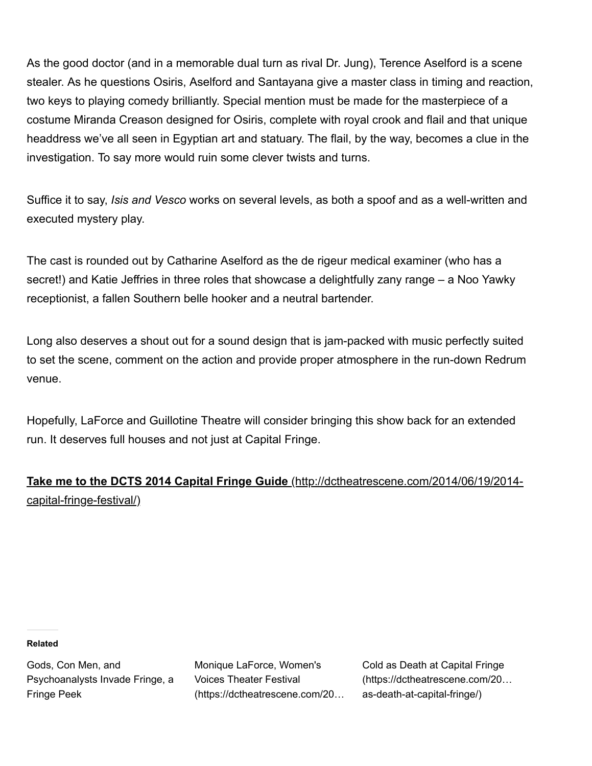As the good doctor (and in a memorable dual turn as rival Dr. Jung), Terence Aselford is a scene stealer. As he questions Osiris, Aselford and Santayana give a master class in timing and reaction, two keys to playing comedy brilliantly. Special mention must be made for the masterpiece of a costume Miranda Creason designed for Osiris, complete with royal crook and flail and that unique headdress we've all seen in Egyptian art and statuary. The flail, by the way, becomes a clue in the investigation. To say more would ruin some clever twists and turns.

Suffice it to say, *Isis and Vesco* works on several levels, as both a spoof and as a well-written and executed mystery play.

The cast is rounded out by Catharine Aselford as the de rigeur medical examiner (who has a secret!) and Katie Jeffries in three roles that showcase a delightfully zany range – a Noo Yawky receptionist, a fallen Southern belle hooker and a neutral bartender.

Long also deserves a shout out for a sound design that is jam-packed with music perfectly suited to set the scene, comment on the action and provide proper atmosphere in the run-down Redrum venue.

Hopefully, LaForce and Guillotine Theatre will consider bringing this show back for an extended run. It deserves full houses and not just at Capital Fringe.

**Take me to the DCTS 2014 Capital Fringe Guide** (http://dctheatrescene.com/2014/06/19/2014-capital-fringe-festival/)

**Related**

Gods, Con Men, and Psychoanalysts Invade Fringe, a Fringe Peek

Monique LaForce, Women's Voices Theater Festival (https://dctheatrescene.com/20…

Cold as Death at Capital Fringe (https://dctheatrescene.com/20…as-death-at-capital-fringe/)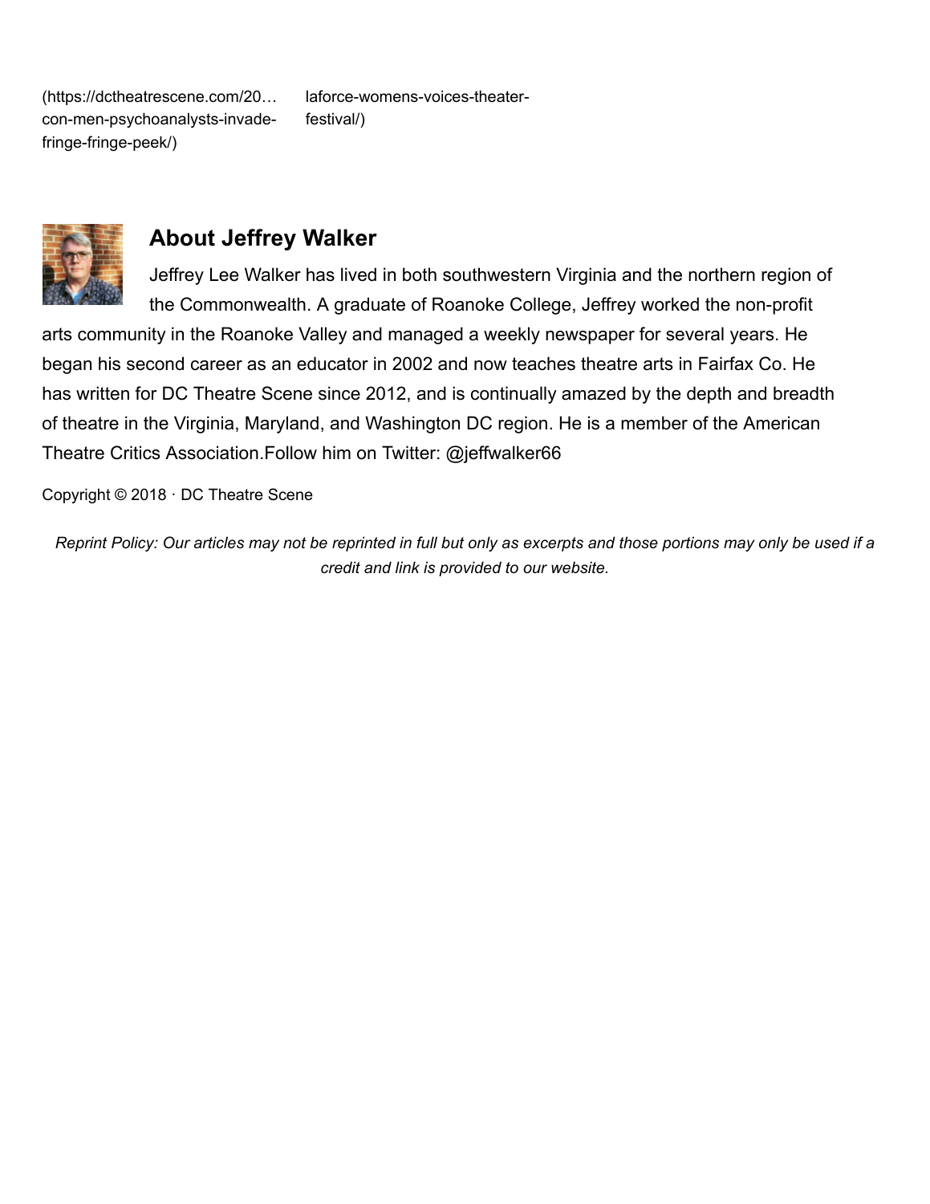(https://dctheatrescene.com/20…con-men-psychoanalysts-invade-fringe-fringe-peek/)

laforce-womens-voices-theater-festival/)

## About Jeffrey Walker

Jeffrey Lee Walker has lived in both southwestern Virginia and the northern region of the Commonwealth. A graduate of Roanoke College, Jeffrey worked the non-profit arts community in the Roanoke Valley and managed a weekly newspaper for several years. He began his second career as an educator in 2002 and now teaches theatre arts in Fairfax Co. He has written for DC Theatre Scene since 2012, and is continually amazed by the depth and breadth of theatre in the Virginia, Maryland, and Washington DC region. He is a member of the American Theatre Critics Association.Follow him on Twitter: @jeffwalker66

Copyright © 2018 · DC Theatre Scene

*Reprint Policy: Our articles may not be reprinted in full but only as excerpts and those portions may only be used if a credit and link is provided to our website.*